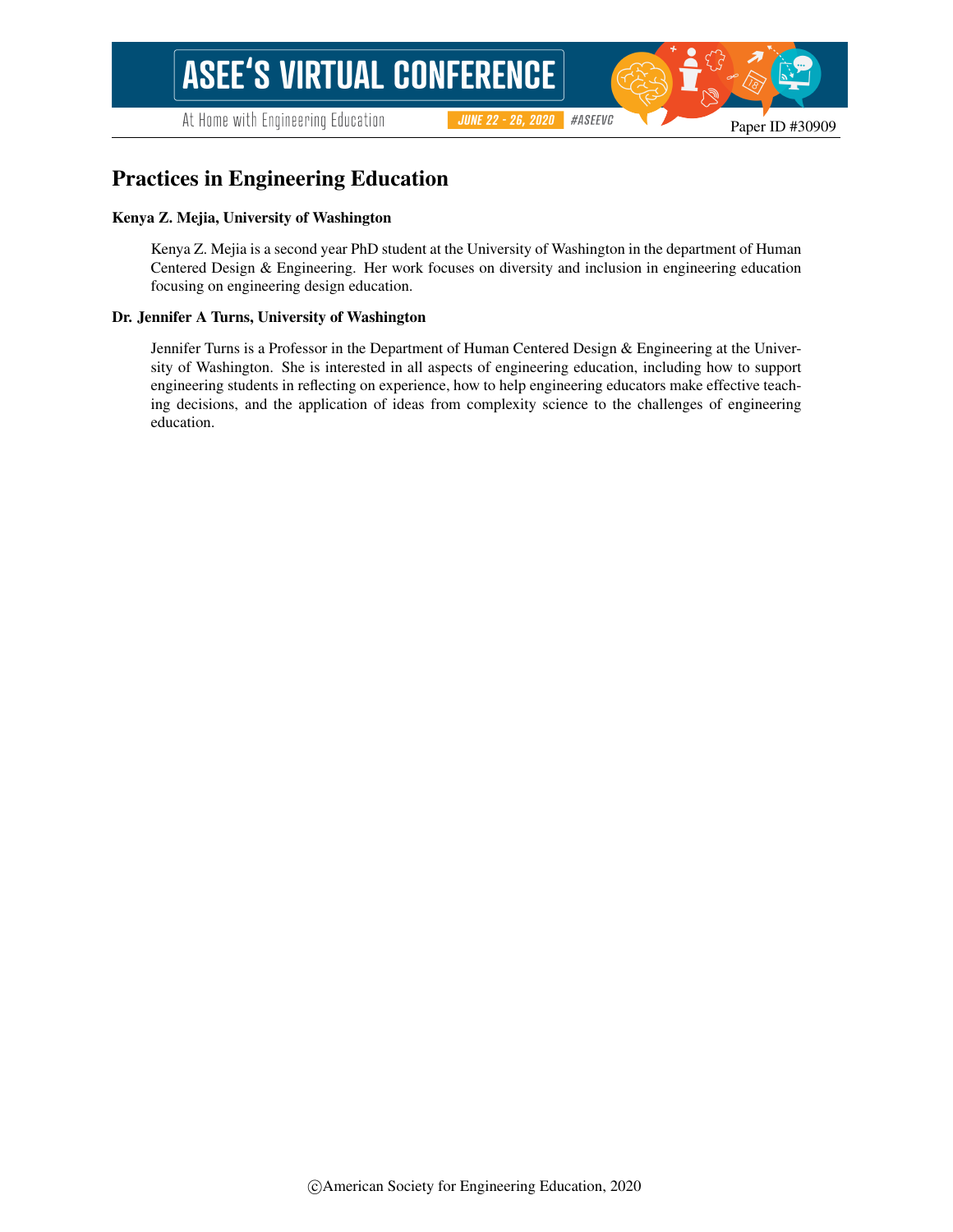# Practices in Engineering Education

**Kenya Z. Mejia, University of Washington**

Kenya Z. Mejia is a second year PhD student at the University of Washington in the department of Human Centered Design & Engineering. Her work focuses on diversity and inclusion in engineering education focusing on engineering design education.

**Dr. Jennifer A Turns, University of Washington**

Jennifer Turns is a Professor in the Department of Human Centered Design & Engineering at the University of Washington. She is interested in all aspects of engineering education, including how to support engineering students in reflecting on experience, how to help engineering educators make effective teaching decisions, and the application of ideas from complexity science to the challenges of engineering education.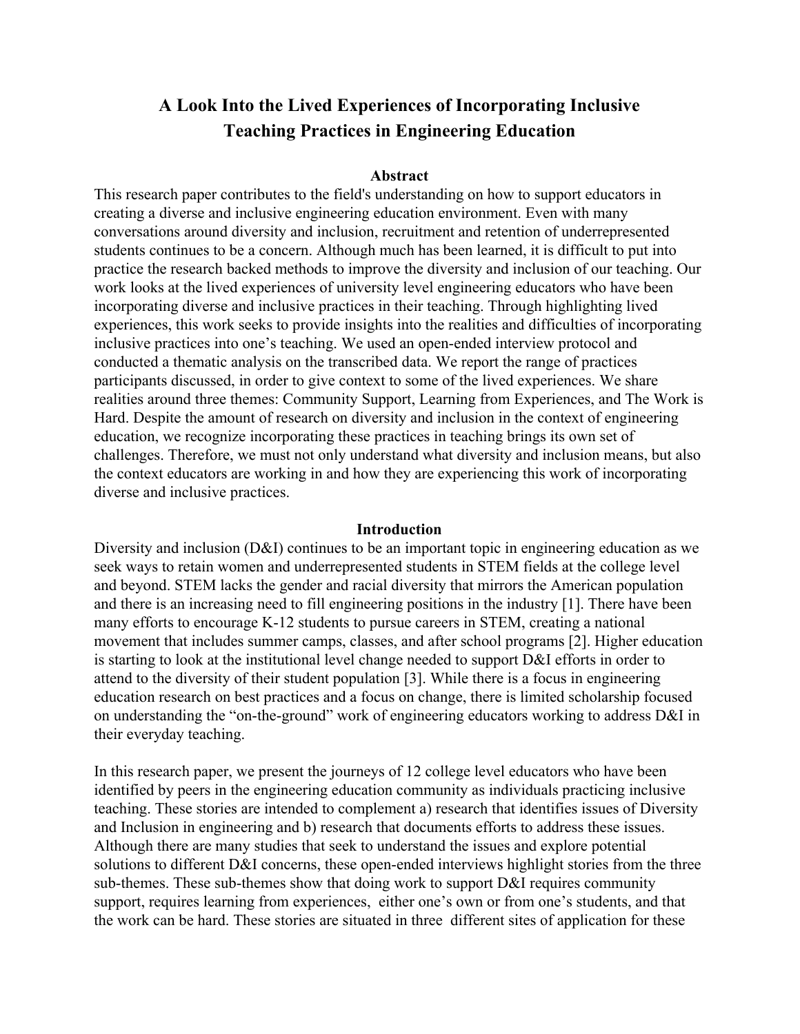# A Look Into the Lived Experiences of Incorporating Inclusive Teaching Practices in Engineering Education

## Abstract

This research paper contributes to the field's understanding on how to support educators in creating a diverse and inclusive engineering education environment. Even with many conversations around diversity and inclusion, recruitment and retention of underrepresented students continues to be a concern. Although much has been learned, it is difficult to put into practice the research backed methods to improve the diversity and inclusion of our teaching. Our work looks at the lived experiences of university level engineering educators who have been incorporating diverse and inclusive practices in their teaching. Through highlighting lived experiences, this work seeks to provide insights into the realities and difficulties of incorporating inclusive practices into one's teaching. We used an open-ended interview protocol and conducted a thematic analysis on the transcribed data. We report the range of practices participants discussed, in order to give context to some of the lived experiences. We share realities around three themes: Community Support, Learning from Experiences, and The Work is Hard. Despite the amount of research on diversity and inclusion in the context of engineering education, we recognize incorporating these practices in teaching brings its own set of challenges. Therefore, we must not only understand what diversity and inclusion means, but also the context educators are working in and how they are experiencing this work of incorporating diverse and inclusive practices.

## Introduction

Diversity and inclusion (D&I) continues to be an important topic in engineering education as we seek ways to retain women and underrepresented students in STEM fields at the college level and beyond. STEM lacks the gender and racial diversity that mirrors the American population and there is an increasing need to fill engineering positions in the industry [1]. There have been many efforts to encourage K-12 students to pursue careers in STEM, creating a national movement that includes summer camps, classes, and after school programs [2]. Higher education is starting to look at the institutional level change needed to support D&I efforts in order to attend to the diversity of their student population [3]. While there is a focus in engineering education research on best practices and a focus on change, there is limited scholarship focused on understanding the "on-the-ground" work of engineering educators working to address D&I in their everyday teaching.

In this research paper, we present the journeys of 12 college level educators who have been identified by peers in the engineering education community as individuals practicing inclusive teaching. These stories are intended to complement a) research that identifies issues of Diversity and Inclusion in engineering and b) research that documents efforts to address these issues. Although there are many studies that seek to understand the issues and explore potential solutions to different D&I concerns, these open-ended interviews highlight stories from the three sub-themes. These sub-themes show that doing work to support D&I requires community support, requires learning from experiences, either one's own or from one's students, and that the work can be hard. These stories are situated in three different sites of application for these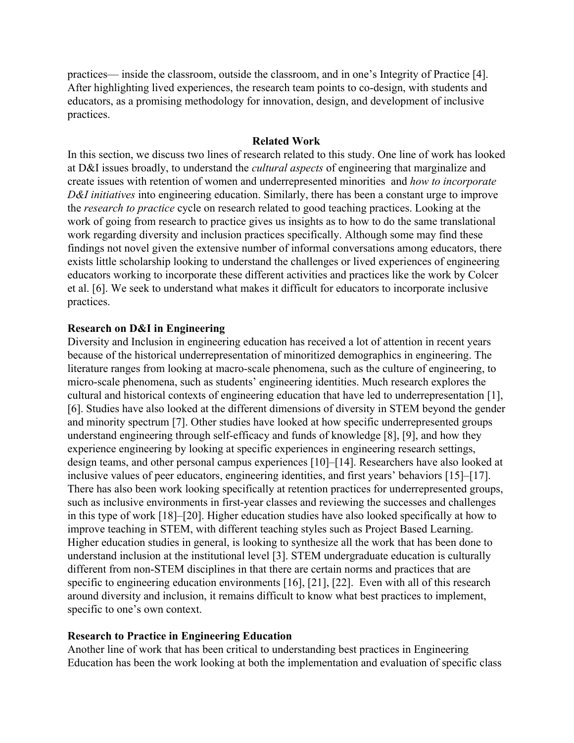practices— inside the classroom, outside the classroom, and in one's Integrity of Practice [4]. After highlighting lived experiences, the research team points to co-design, with students and educators, as a promising methodology for innovation, design, and development of inclusive practices.

## Related Work

In this section, we discuss two lines of research related to this study. One line of work has looked at D&I issues broadly, to understand the *cultural aspects* of engineering that marginalize and create issues with retention of women and underrepresented minorities and *how to incorporate D&I initiatives* into engineering education. Similarly, there has been a constant urge to improve the *research to practice* cycle on research related to good teaching practices. Looking at the work of going from research to practice gives us insights as to how to do the same translational work regarding diversity and inclusion practices specifically. Although some may find these findings not novel given the extensive number of informal conversations among educators, there exists little scholarship looking to understand the challenges or lived experiences of engineering educators working to incorporate these different activities and practices like the work by Colcer et al. [6]. We seek to understand what makes it difficult for educators to incorporate inclusive practices.

### Research on D&I in Engineering

Diversity and Inclusion in engineering education has received a lot of attention in recent years because of the historical underrepresentation of minoritized demographics in engineering. The literature ranges from looking at macro-scale phenomena, such as the culture of engineering, to micro-scale phenomena, such as students' engineering identities. Much research explores the cultural and historical contexts of engineering education that have led to underrepresentation [1], [6]. Studies have also looked at the different dimensions of diversity in STEM beyond the gender and minority spectrum [7]. Other studies have looked at how specific underrepresented groups understand engineering through self-efficacy and funds of knowledge [8], [9], and how they experience engineering by looking at specific experiences in engineering research settings, design teams, and other personal campus experiences [10]–[14]. Researchers have also looked at inclusive values of peer educators, engineering identities, and first years' behaviors [15]–[17]. There has also been work looking specifically at retention practices for underrepresented groups, such as inclusive environments in first-year classes and reviewing the successes and challenges in this type of work [18]–[20]. Higher education studies have also looked specifically at how to improve teaching in STEM, with different teaching styles such as Project Based Learning. Higher education studies in general, is looking to synthesize all the work that has been done to understand inclusion at the institutional level [3]. STEM undergraduate education is culturally different from non-STEM disciplines in that there are certain norms and practices that are specific to engineering education environments [16], [21], [22]. Even with all of this research around diversity and inclusion, it remains difficult to know what best practices to implement, specific to one's own context.

### Research to Practice in Engineering Education

Another line of work that has been critical to understanding best practices in Engineering Education has been the work looking at both the implementation and evaluation of specific class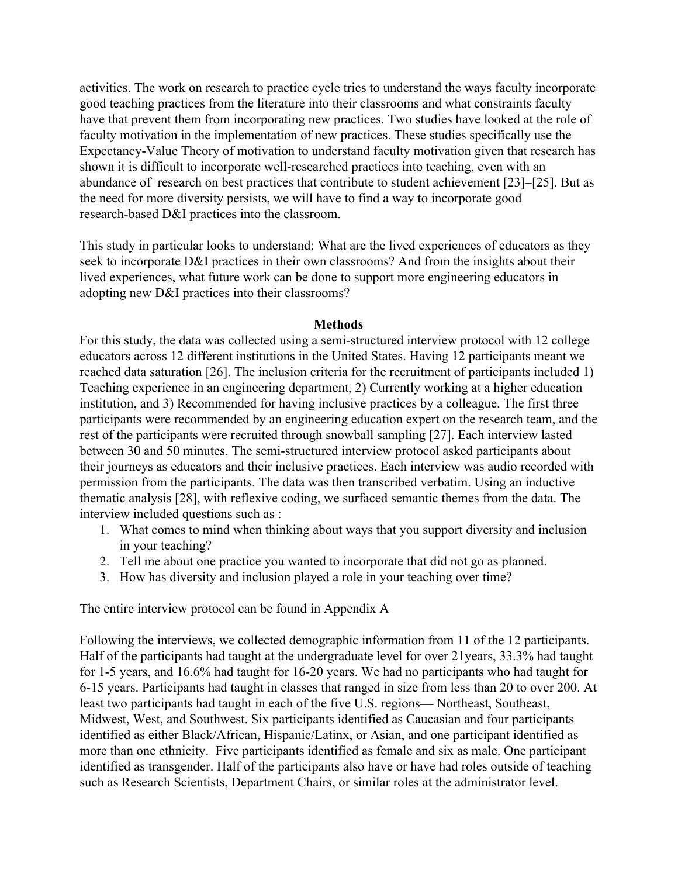activities. The work on research to practice cycle tries to understand the ways faculty incorporate good teaching practices from the literature into their classrooms and what constraints faculty have that prevent them from incorporating new practices. Two studies have looked at the role of faculty motivation in the implementation of new practices. These studies specifically use the Expectancy-Value Theory of motivation to understand faculty motivation given that research has shown it is difficult to incorporate well-researched practices into teaching, even with an abundance of research on best practices that contribute to student achievement [23]–[25]. But as the need for more diversity persists, we will have to find a way to incorporate good research-based D&I practices into the classroom.

This study in particular looks to understand: What are the lived experiences of educators as they seek to incorporate D&I practices in their own classrooms? And from the insights about their lived experiences, what future work can be done to support more engineering educators in adopting new D&I practices into their classrooms?

## Methods

For this study, the data was collected using a semi-structured interview protocol with 12 college educators across 12 different institutions in the United States. Having 12 participants meant we reached data saturation [26]. The inclusion criteria for the recruitment of participants included 1) Teaching experience in an engineering department, 2) Currently working at a higher education institution, and 3) Recommended for having inclusive practices by a colleague. The first three participants were recommended by an engineering education expert on the research team, and the rest of the participants were recruited through snowball sampling [27]. Each interview lasted between 30 and 50 minutes. The semi-structured interview protocol asked participants about their journeys as educators and their inclusive practices. Each interview was audio recorded with permission from the participants. The data was then transcribed verbatim. Using an inductive thematic analysis [28], with reflexive coding, we surfaced semantic themes from the data. The interview included questions such as :

1. What comes to mind when thinking about ways that you support diversity and inclusion in your teaching?
2. Tell me about one practice you wanted to incorporate that did not go as planned.
3. How has diversity and inclusion played a role in your teaching over time?

The entire interview protocol can be found in Appendix A

Following the interviews, we collected demographic information from 11 of the 12 participants. Half of the participants had taught at the undergraduate level for over 21years, 33.3% had taught for 1-5 years, and 16.6% had taught for 16-20 years. We had no participants who had taught for 6-15 years. Participants had taught in classes that ranged in size from less than 20 to over 200. At least two participants had taught in each of the five U.S. regions— Northeast, Southeast, Midwest, West, and Southwest. Six participants identified as Caucasian and four participants identified as either Black/African, Hispanic/Latinx, or Asian, and one participant identified as more than one ethnicity. Five participants identified as female and six as male. One participant identified as transgender. Half of the participants also have or have had roles outside of teaching such as Research Scientists, Department Chairs, or similar roles at the administrator level.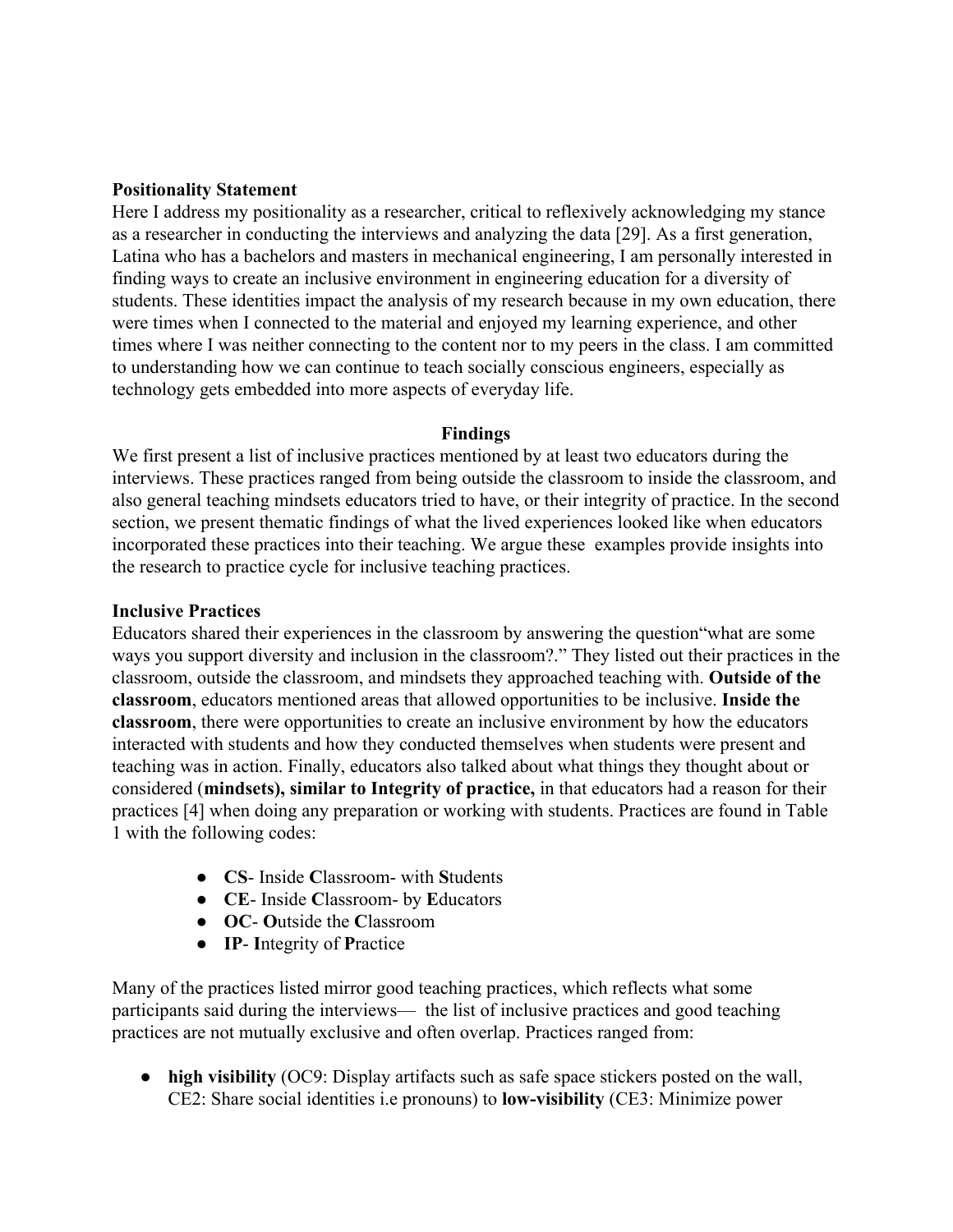**Positionality Statement**

Here I address my positionality as a researcher, critical to reflexively acknowledging my stance as a researcher in conducting the interviews and analyzing the data [29]. As a first generation, Latina who has a bachelors and masters in mechanical engineering, I am personally interested in finding ways to create an inclusive environment in engineering education for a diversity of students. These identities impact the analysis of my research because in my own education, there were times when I connected to the material and enjoyed my learning experience, and other times where I was neither connecting to the content nor to my peers in the class. I am committed to understanding how we can continue to teach socially conscious engineers, especially as technology gets embedded into more aspects of everyday life.

## Findings

We first present a list of inclusive practices mentioned by at least two educators during the interviews. These practices ranged from being outside the classroom to inside the classroom, and also general teaching mindsets educators tried to have, or their integrity of practice. In the second section, we present thematic findings of what the lived experiences looked like when educators incorporated these practices into their teaching. We argue these examples provide insights into the research to practice cycle for inclusive teaching practices.

**Inclusive Practices**

Educators shared their experiences in the classroom by answering the question"what are some ways you support diversity and inclusion in the classroom?." They listed out their practices in the classroom, outside the classroom, and mindsets they approached teaching with. **Outside of the classroom**, educators mentioned areas that allowed opportunities to be inclusive. **Inside the classroom**, there were opportunities to create an inclusive environment by how the educators interacted with students and how they conducted themselves when students were present and teaching was in action. Finally, educators also talked about what things they thought about or considered (**mindsets), similar to Integrity of practice,** in that educators had a reason for their practices [4] when doing any preparation or working with students. Practices are found in Table 1 with the following codes:

- **CS**- Inside **C**lassroom- with **S**tudents
- **CE**- Inside **C**lassroom- by **E**ducators
- **OC**- **O**utside the **C**lassroom
- **IP**- **I**ntegrity of **P**ractice

Many of the practices listed mirror good teaching practices, which reflects what some participants said during the interviews— the list of inclusive practices and good teaching practices are not mutually exclusive and often overlap. Practices ranged from:

- **high visibility** (OC9: Display artifacts such as safe space stickers posted on the wall, CE2: Share social identities i.e pronouns) to **low-visibility** (CE3: Minimize power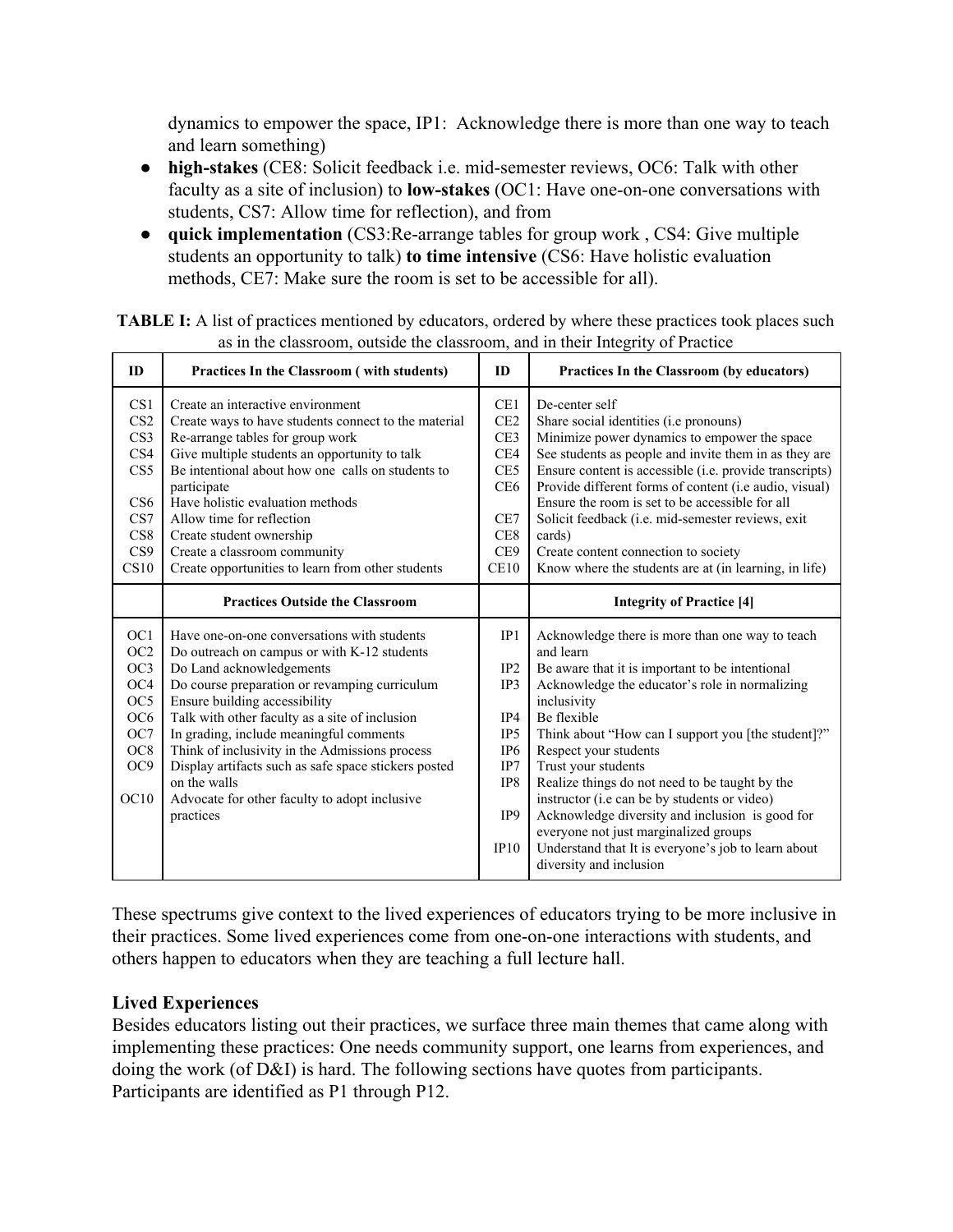dynamics to empower the space, IP1: Acknowledge there is more than one way to teach and learn something)

- **high-stakes** (CE8: Solicit feedback i.e. mid-semester reviews, OC6: Talk with other faculty as a site of inclusion) to **low-stakes** (OC1: Have one-on-one conversations with students, CS7: Allow time for reflection), and from
- **quick implementation** (CS3:Re-arrange tables for group work , CS4: Give multiple students an opportunity to talk) **to time intensive** (CS6: Have holistic evaluation methods, CE7: Make sure the room is set to be accessible for all).

**TABLE I:** A list of practices mentioned by educators, ordered by where these practices took places such as in the classroom, outside the classroom, and in their Integrity of Practice

| ID | Practices In the Classroom ( with students) | ID | Practices In the Classroom (by educators) |
|---|---|---|---|
| CS1 | Create an interactive environment | CE1 | De-center self |
| CS2 | Create ways to have students connect to the material | CE2 | Share social identities (i.e pronouns) |
| CS3 | Re-arrange tables for group work | CE3 | Minimize power dynamics to empower the space |
| CS4 | Give multiple students an opportunity to talk | CE4 | See students as people and invite them in as they are |
| CS5 | Be intentional about how one calls on students to participate | CE5 | Ensure content is accessible (i.e. provide transcripts) |
| CS6 | Have holistic evaluation methods | CE6 | Provide different forms of content (i.e audio, visual) |
| CS7 | Allow time for reflection | CE7 | Ensure the room is set to be accessible for all |
| CS8 | Create student ownership | CE8 | Solicit feedback (i.e. mid-semester reviews, exit cards) |
| CS9 | Create a classroom community | CE9 | Create content connection to society |
| CS10 | Create opportunities to learn from other students | CE10 | Know where the students are at (in learning, in life) |
| | **Practices Outside the Classroom** | | **Integrity of Practice [4]** |
| OC1 | Have one-on-one conversations with students | IP1 | Acknowledge there is more than one way to teach and learn |
| OC2 | Do outreach on campus or with K-12 students | IP2 | Be aware that it is important to be intentional |
| OC3 | Do Land acknowledgements | IP3 | Acknowledge the educator's role in normalizing inclusivity |
| OC4 | Do course preparation or revamping curriculum | IP4 | Be flexible |
| OC5 | Ensure building accessibility | IP5 | Think about "How can I support you [the student]?" |
| OC6 | Talk with other faculty as a site of inclusion | IP6 | Respect your students |
| OC7 | In grading, include meaningful comments | IP7 | Trust your students |
| OC8 | Think of inclusivity in the Admissions process | IP8 | Realize things do not need to be taught by the instructor (i.e can be by students or video) |
| OC9 | Display artifacts such as safe space stickers posted on the walls | IP9 | Acknowledge diversity and inclusion is good for everyone not just marginalized groups |
| OC10 | Advocate for other faculty to adopt inclusive practices | IP10 | Understand that It is everyone's job to learn about diversity and inclusion |

These spectrums give context to the lived experiences of educators trying to be more inclusive in their practices. Some lived experiences come from one-on-one interactions with students, and others happen to educators when they are teaching a full lecture hall.

**Lived Experiences**

Besides educators listing out their practices, we surface three main themes that came along with implementing these practices: One needs community support, one learns from experiences, and doing the work (of D&I) is hard. The following sections have quotes from participants. Participants are identified as P1 through P12.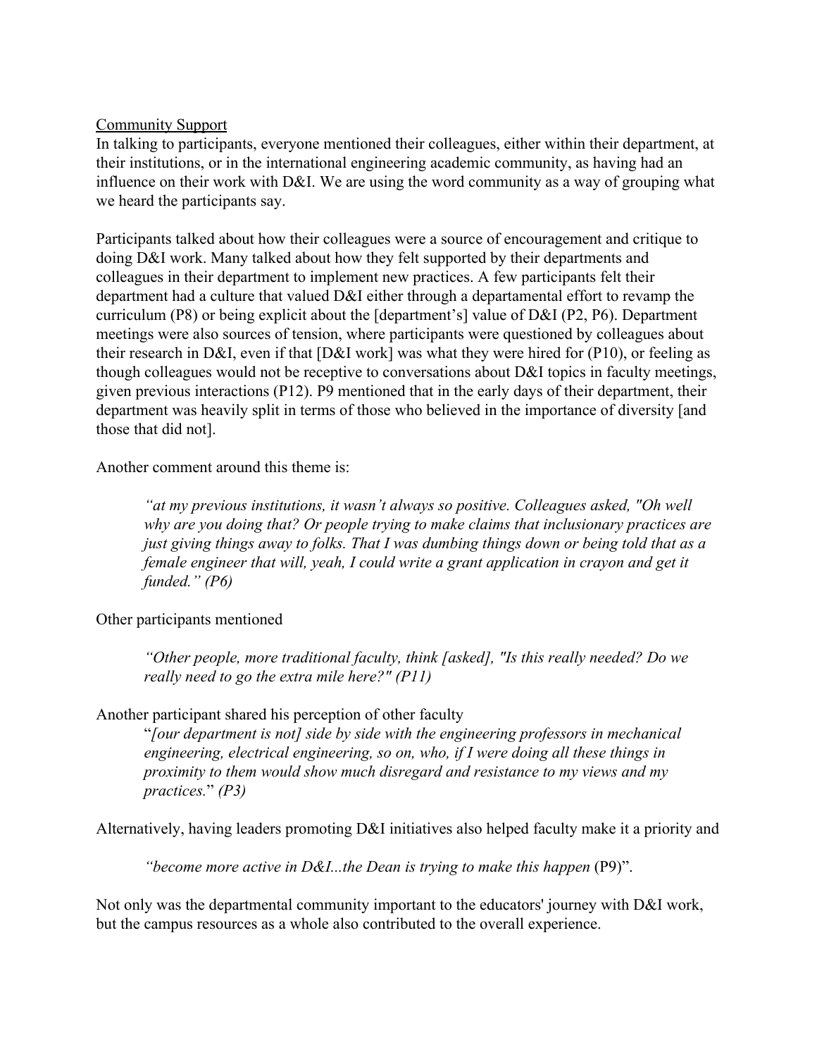Community Support

In talking to participants, everyone mentioned their colleagues, either within their department, at their institutions, or in the international engineering academic community, as having had an influence on their work with D&I. We are using the word community as a way of grouping what we heard the participants say.

Participants talked about how their colleagues were a source of encouragement and critique to doing D&I work. Many talked about how they felt supported by their departments and colleagues in their department to implement new practices. A few participants felt their department had a culture that valued D&I either through a departamental effort to revamp the curriculum (P8) or being explicit about the [department's] value of D&I (P2, P6). Department meetings were also sources of tension, where participants were questioned by colleagues about their research in D&I, even if that [D&I work] was what they were hired for (P10), or feeling as though colleagues would not be receptive to conversations about D&I topics in faculty meetings, given previous interactions (P12). P9 mentioned that in the early days of their department, their department was heavily split in terms of those who believed in the importance of diversity [and those that did not].

Another comment around this theme is:

> *"at my previous institutions, it wasn't always so positive. Colleagues asked, "Oh well why are you doing that? Or people trying to make claims that inclusionary practices are just giving things away to folks. That I was dumbing things down or being told that as a female engineer that will, yeah, I could write a grant application in crayon and get it funded." (P6)*

Other participants mentioned

> *"Other people, more traditional faculty, think [asked], "Is this really needed? Do we really need to go the extra mile here?" (P11)*

Another participant shared his perception of other faculty

> "*[our department is not] side by side with the engineering professors in mechanical engineering, electrical engineering, so on, who, if I were doing all these things in proximity to them would show much disregard and resistance to my views and my practices.*" *(P3)*

Alternatively, having leaders promoting D&I initiatives also helped faculty make it a priority and

> *"become more active in D&I...the Dean is trying to make this happen* (P9)".

Not only was the departmental community important to the educators' journey with D&I work, but the campus resources as a whole also contributed to the overall experience.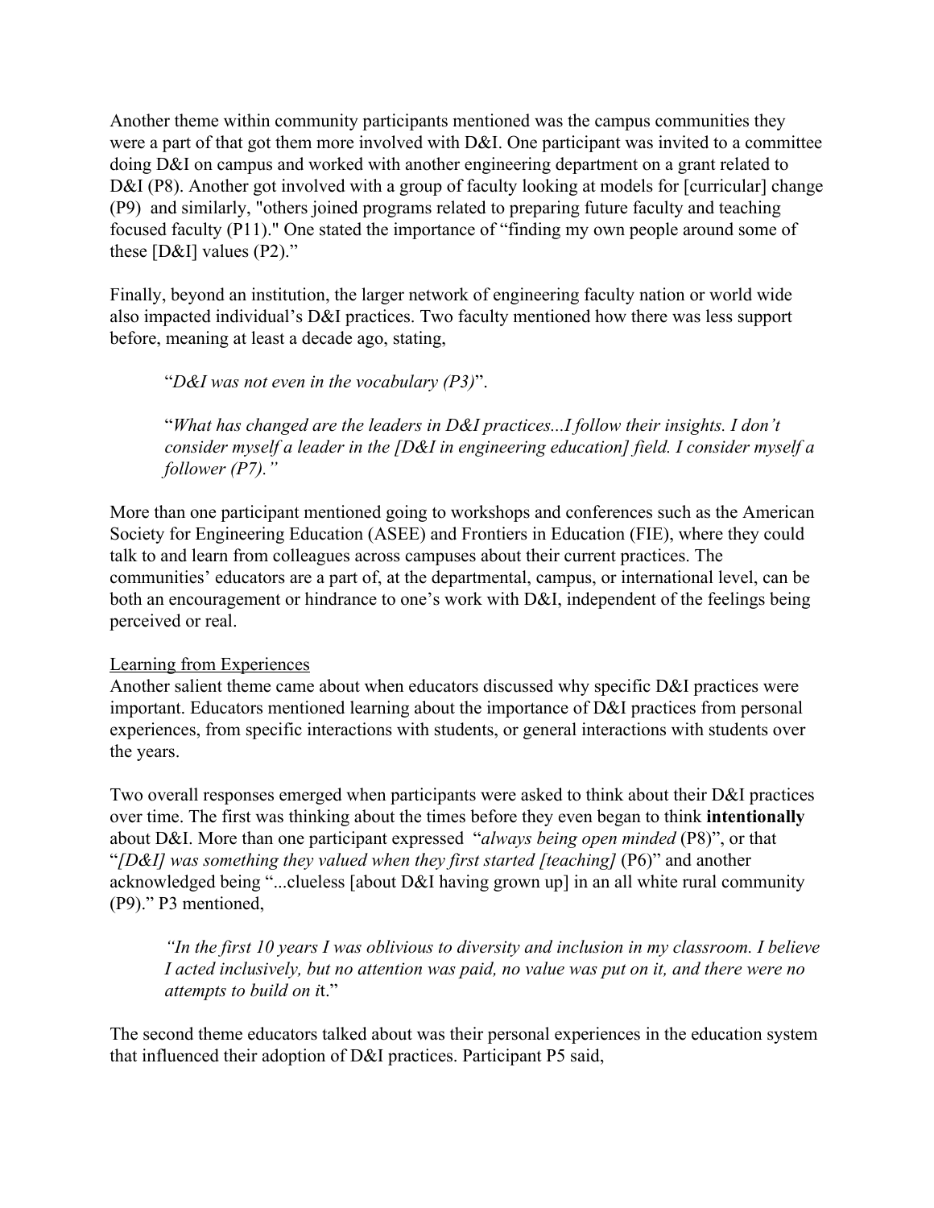Another theme within community participants mentioned was the campus communities they were a part of that got them more involved with D&I. One participant was invited to a committee doing D&I on campus and worked with another engineering department on a grant related to D&I (P8). Another got involved with a group of faculty looking at models for [curricular] change (P9) and similarly, "others joined programs related to preparing future faculty and teaching focused faculty (P11)." One stated the importance of "finding my own people around some of these [D&I] values (P2)."

Finally, beyond an institution, the larger network of engineering faculty nation or world wide also impacted individual's D&I practices. Two faculty mentioned how there was less support before, meaning at least a decade ago, stating,

> "*D&I was not even in the vocabulary (P3)*".
>
> "*What has changed are the leaders in D&I practices...I follow their insights. I don't consider myself a leader in the [D&I in engineering education] field. I consider myself a follower (P7).*"

More than one participant mentioned going to workshops and conferences such as the American Society for Engineering Education (ASEE) and Frontiers in Education (FIE), where they could talk to and learn from colleagues across campuses about their current practices. The communities' educators are a part of, at the departmental, campus, or international level, can be both an encouragement or hindrance to one's work with D&I, independent of the feelings being perceived or real.

<u>Learning from Experiences</u>

Another salient theme came about when educators discussed why specific D&I practices were important. Educators mentioned learning about the importance of D&I practices from personal experiences, from specific interactions with students, or general interactions with students over the years.

Two overall responses emerged when participants were asked to think about their D&I practices over time. The first was thinking about the times before they even began to think **intentionally** about D&I. More than one participant expressed "*always being open minded* (P8)", or that "*[D&I] was something they valued when they first started [teaching]* (P6)" and another acknowledged being "...clueless [about D&I having grown up] in an all white rural community (P9)." P3 mentioned,

> *"In the first 10 years I was oblivious to diversity and inclusion in my classroom. I believe I acted inclusively, but no attention was paid, no value was put on it, and there were no attempts to build on it.*"

The second theme educators talked about was their personal experiences in the education system that influenced their adoption of D&I practices. Participant P5 said,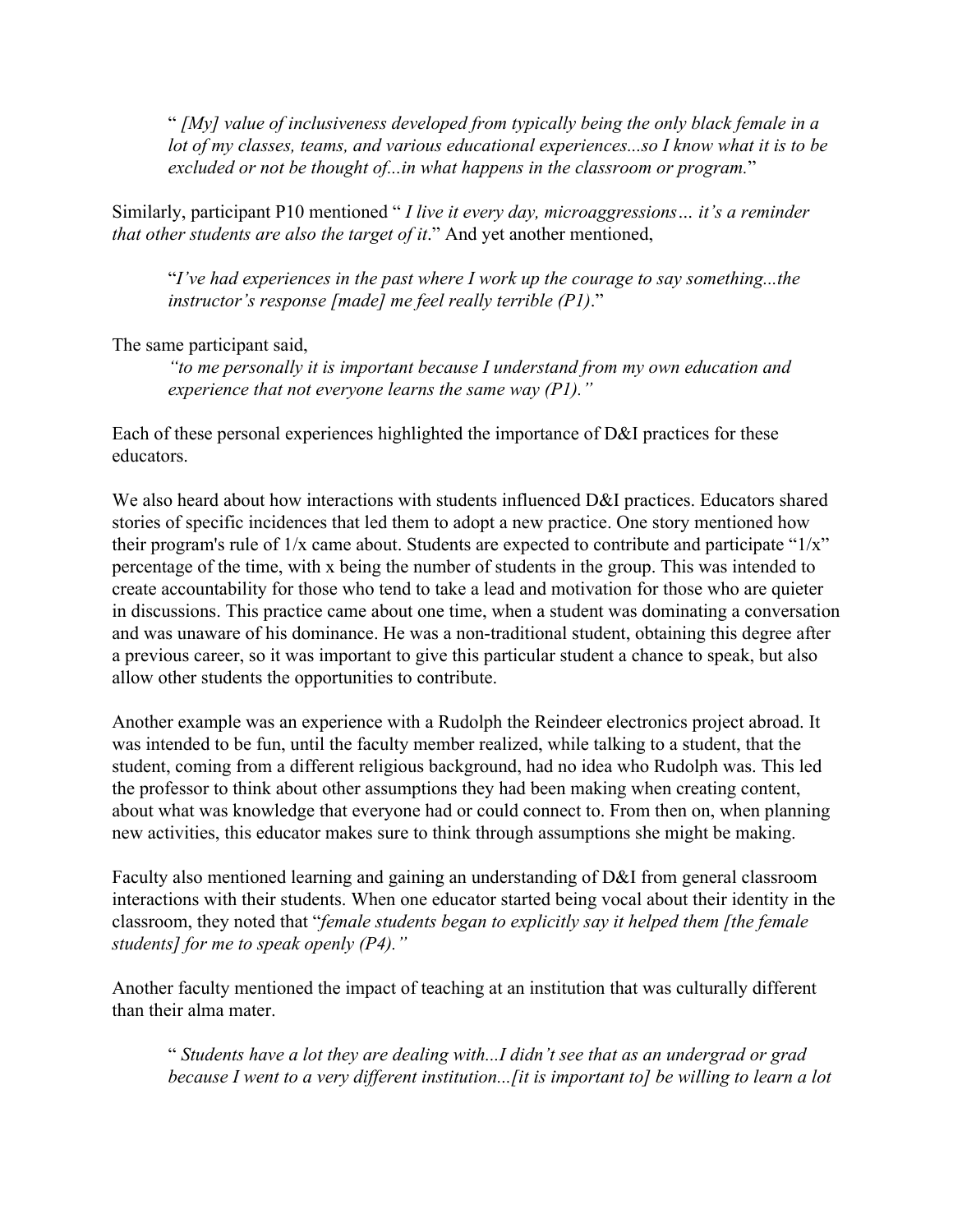> " *[My] value of inclusiveness developed from typically being the only black female in a lot of my classes, teams, and various educational experiences...so I know what it is to be excluded or not be thought of...in what happens in the classroom or program.*"

Similarly, participant P10 mentioned " *I live it every day, microaggressions… it's a reminder that other students are also the target of it*." And yet another mentioned,

> "*I've had experiences in the past where I work up the courage to say something...the instructor's response [made] me feel really terrible (P1)*."

The same participant said,

> *"to me personally it is important because I understand from my own education and experience that not everyone learns the same way (P1)."*

Each of these personal experiences highlighted the importance of D&I practices for these educators.

We also heard about how interactions with students influenced D&I practices. Educators shared stories of specific incidences that led them to adopt a new practice. One story mentioned how their program's rule of 1/x came about. Students are expected to contribute and participate "1/x" percentage of the time, with x being the number of students in the group. This was intended to create accountability for those who tend to take a lead and motivation for those who are quieter in discussions. This practice came about one time, when a student was dominating a conversation and was unaware of his dominance. He was a non-traditional student, obtaining this degree after a previous career, so it was important to give this particular student a chance to speak, but also allow other students the opportunities to contribute.

Another example was an experience with a Rudolph the Reindeer electronics project abroad. It was intended to be fun, until the faculty member realized, while talking to a student, that the student, coming from a different religious background, had no idea who Rudolph was. This led the professor to think about other assumptions they had been making when creating content, about what was knowledge that everyone had or could connect to. From then on, when planning new activities, this educator makes sure to think through assumptions she might be making.

Faculty also mentioned learning and gaining an understanding of D&I from general classroom interactions with their students. When one educator started being vocal about their identity in the classroom, they noted that "*female students began to explicitly say it helped them [the female students] for me to speak openly (P4)."*

Another faculty mentioned the impact of teaching at an institution that was culturally different than their alma mater.

> " *Students have a lot they are dealing with...I didn't see that as an undergrad or grad because I went to a very different institution...[it is important to] be willing to learn a lot*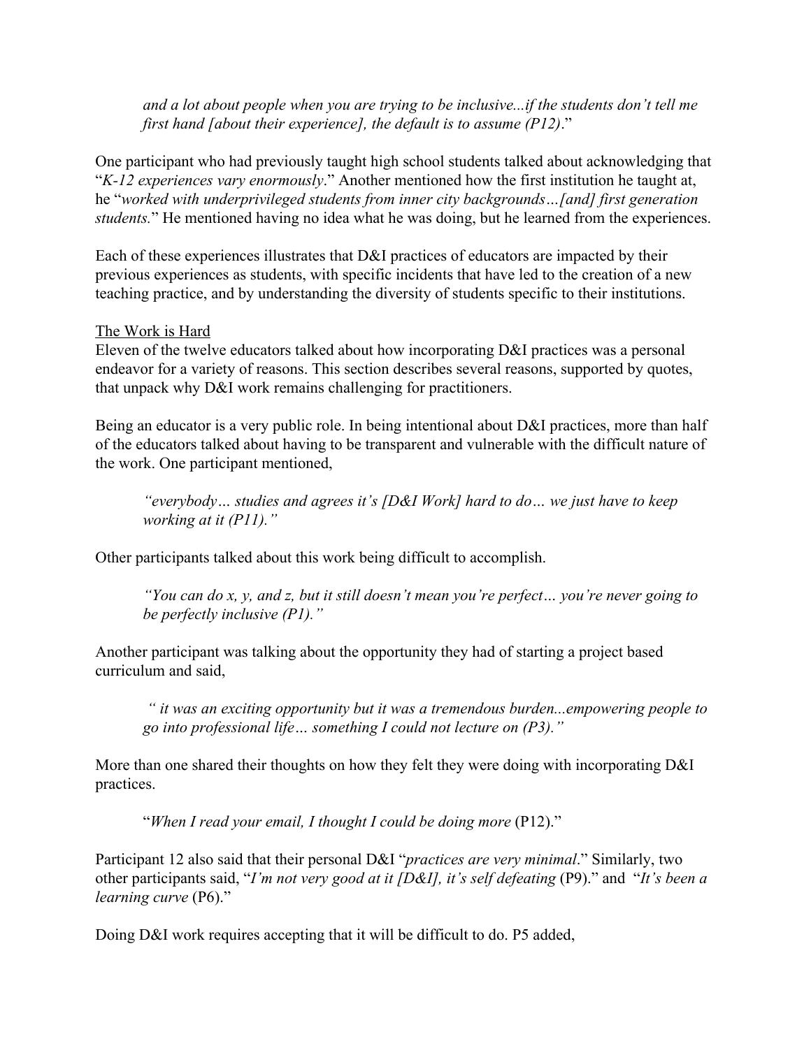> *and a lot about people when you are trying to be inclusive...if the students don't tell me first hand [about their experience], the default is to assume (P12)*."

One participant who had previously taught high school students talked about acknowledging that "*K-12 experiences vary enormously*." Another mentioned how the first institution he taught at, he "*worked with underprivileged students from inner city backgrounds…[and] first generation students.*" He mentioned having no idea what he was doing, but he learned from the experiences.

Each of these experiences illustrates that D&I practices of educators are impacted by their previous experiences as students, with specific incidents that have led to the creation of a new teaching practice, and by understanding the diversity of students specific to their institutions.

<u>The Work is Hard</u>

Eleven of the twelve educators talked about how incorporating D&I practices was a personal endeavor for a variety of reasons. This section describes several reasons, supported by quotes, that unpack why D&I work remains challenging for practitioners.

Being an educator is a very public role. In being intentional about D&I practices, more than half of the educators talked about having to be transparent and vulnerable with the difficult nature of the work. One participant mentioned,

> *"everybody… studies and agrees it's [D&I Work] hard to do… we just have to keep working at it (P11)."*

Other participants talked about this work being difficult to accomplish.

> *"You can do x, y, and z, but it still doesn't mean you're perfect… you're never going to be perfectly inclusive (P1)."*

Another participant was talking about the opportunity they had of starting a project based curriculum and said,

> *" it was an exciting opportunity but it was a tremendous burden...empowering people to go into professional life… something I could not lecture on (P3)."*

More than one shared their thoughts on how they felt they were doing with incorporating D&I practices.

> "*When I read your email, I thought I could be doing more* (P12)."

Participant 12 also said that their personal D&I "*practices are very minimal*." Similarly, two other participants said, "*I'm not very good at it [D&I], it's self defeating* (P9)." and "*It's been a learning curve* (P6)."

Doing D&I work requires accepting that it will be difficult to do. P5 added,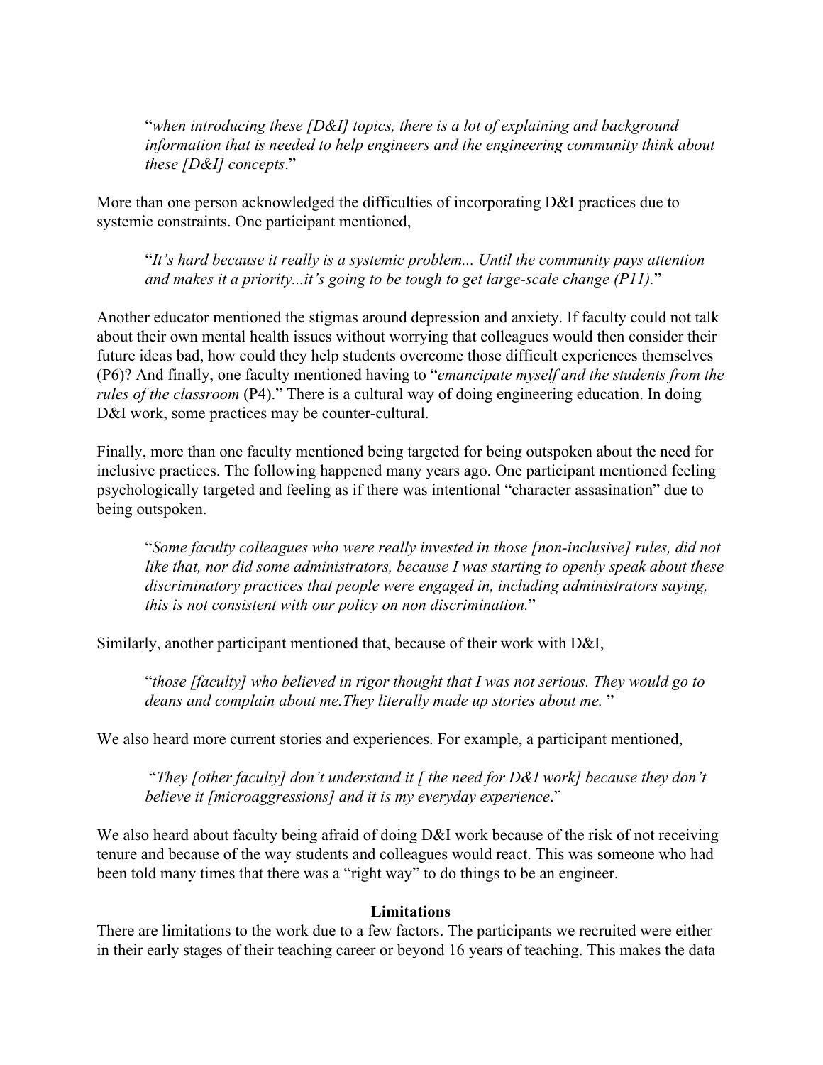"*when introducing these [D&I] topics, there is a lot of explaining and background information that is needed to help engineers and the engineering community think about these [D&I] concepts*."

More than one person acknowledged the difficulties of incorporating D&I practices due to systemic constraints. One participant mentioned,

> "*It's hard because it really is a systemic problem... Until the community pays attention and makes it a priority...it's going to be tough to get large-scale change (P11).*"

Another educator mentioned the stigmas around depression and anxiety. If faculty could not talk about their own mental health issues without worrying that colleagues would then consider their future ideas bad, how could they help students overcome those difficult experiences themselves (P6)? And finally, one faculty mentioned having to "*emancipate myself and the students from the rules of the classroom* (P4)." There is a cultural way of doing engineering education. In doing D&I work, some practices may be counter-cultural.

Finally, more than one faculty mentioned being targeted for being outspoken about the need for inclusive practices. The following happened many years ago. One participant mentioned feeling psychologically targeted and feeling as if there was intentional "character assasination" due to being outspoken.

> "*Some faculty colleagues who were really invested in those [non-inclusive] rules, did not like that, nor did some administrators, because I was starting to openly speak about these discriminatory practices that people were engaged in, including administrators saying, this is not consistent with our policy on non discrimination.*"

Similarly, another participant mentioned that, because of their work with D&I,

> "*those [faculty] who believed in rigor thought that I was not serious. They would go to deans and complain about me.They literally made up stories about me.* "

We also heard more current stories and experiences. For example, a participant mentioned,

> "*They [other faculty] don't understand it [ the need for D&I work] because they don't believe it [microaggressions] and it is my everyday experience*."

We also heard about faculty being afraid of doing D&I work because of the risk of not receiving tenure and because of the way students and colleagues would react. This was someone who had been told many times that there was a "right way" to do things to be an engineer.

## Limitations

There are limitations to the work due to a few factors. The participants we recruited were either in their early stages of their teaching career or beyond 16 years of teaching. This makes the data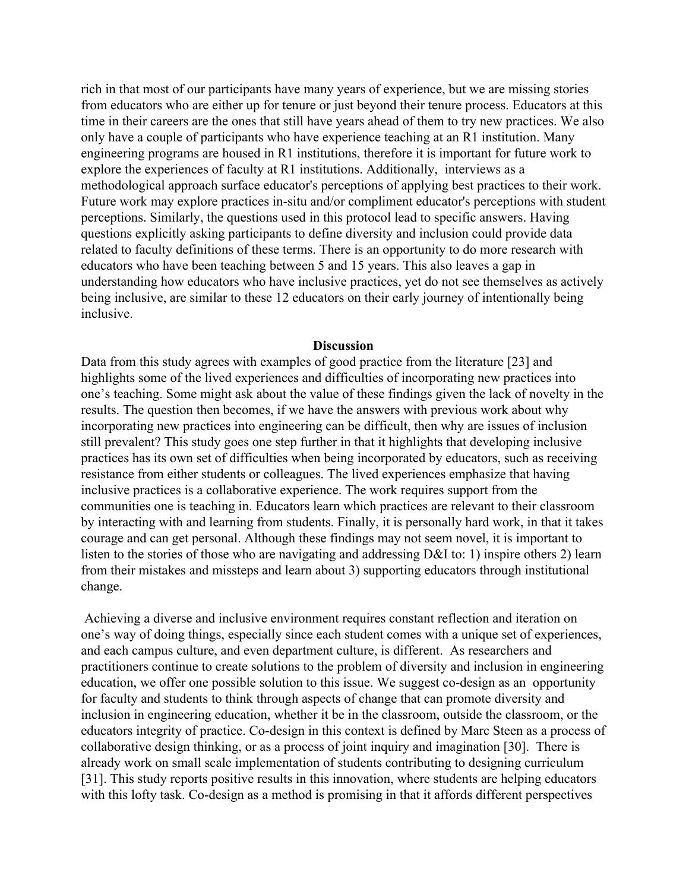rich in that most of our participants have many years of experience, but we are missing stories from educators who are either up for tenure or just beyond their tenure process. Educators at this time in their careers are the ones that still have years ahead of them to try new practices. We also only have a couple of participants who have experience teaching at an R1 institution. Many engineering programs are housed in R1 institutions, therefore it is important for future work to explore the experiences of faculty at R1 institutions. Additionally, interviews as a methodological approach surface educator's perceptions of applying best practices to their work. Future work may explore practices in-situ and/or compliment educator's perceptions with student perceptions. Similarly, the questions used in this protocol lead to specific answers. Having questions explicitly asking participants to define diversity and inclusion could provide data related to faculty definitions of these terms. There is an opportunity to do more research with educators who have been teaching between 5 and 15 years. This also leaves a gap in understanding how educators who have inclusive practices, yet do not see themselves as actively being inclusive, are similar to these 12 educators on their early journey of intentionally being inclusive.

## Discussion

Data from this study agrees with examples of good practice from the literature [23] and highlights some of the lived experiences and difficulties of incorporating new practices into one's teaching. Some might ask about the value of these findings given the lack of novelty in the results. The question then becomes, if we have the answers with previous work about why incorporating new practices into engineering can be difficult, then why are issues of inclusion still prevalent? This study goes one step further in that it highlights that developing inclusive practices has its own set of difficulties when being incorporated by educators, such as receiving resistance from either students or colleagues. The lived experiences emphasize that having inclusive practices is a collaborative experience. The work requires support from the communities one is teaching in. Educators learn which practices are relevant to their classroom by interacting with and learning from students. Finally, it is personally hard work, in that it takes courage and can get personal. Although these findings may not seem novel, it is important to listen to the stories of those who are navigating and addressing D&I to: 1) inspire others 2) learn from their mistakes and missteps and learn about 3) supporting educators through institutional change.

Achieving a diverse and inclusive environment requires constant reflection and iteration on one's way of doing things, especially since each student comes with a unique set of experiences, and each campus culture, and even department culture, is different. As researchers and practitioners continue to create solutions to the problem of diversity and inclusion in engineering education, we offer one possible solution to this issue. We suggest co-design as an opportunity for faculty and students to think through aspects of change that can promote diversity and inclusion in engineering education, whether it be in the classroom, outside the classroom, or the educators integrity of practice. Co-design in this context is defined by Marc Steen as a process of collaborative design thinking, or as a process of joint inquiry and imagination [30]. There is already work on small scale implementation of students contributing to designing curriculum [31]. This study reports positive results in this innovation, where students are helping educators with this lofty task. Co-design as a method is promising in that it affords different perspectives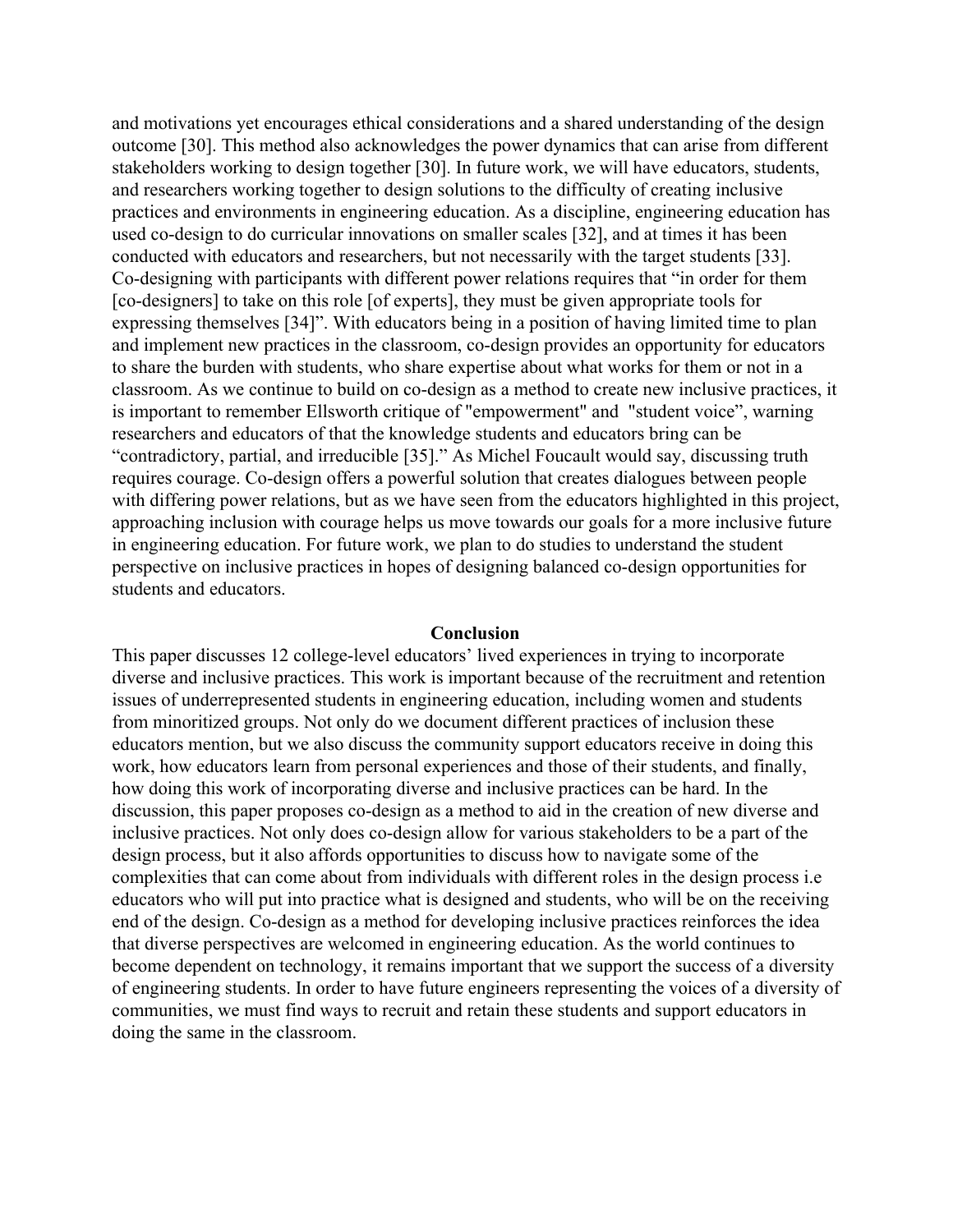and motivations yet encourages ethical considerations and a shared understanding of the design outcome [30]. This method also acknowledges the power dynamics that can arise from different stakeholders working to design together [30]. In future work, we will have educators, students, and researchers working together to design solutions to the difficulty of creating inclusive practices and environments in engineering education. As a discipline, engineering education has used co-design to do curricular innovations on smaller scales [32], and at times it has been conducted with educators and researchers, but not necessarily with the target students [33]. Co-designing with participants with different power relations requires that "in order for them [co-designers] to take on this role [of experts], they must be given appropriate tools for expressing themselves [34]". With educators being in a position of having limited time to plan and implement new practices in the classroom, co-design provides an opportunity for educators to share the burden with students, who share expertise about what works for them or not in a classroom. As we continue to build on co-design as a method to create new inclusive practices, it is important to remember Ellsworth critique of "empowerment" and "student voice", warning researchers and educators of that the knowledge students and educators bring can be "contradictory, partial, and irreducible [35]." As Michel Foucault would say, discussing truth requires courage. Co-design offers a powerful solution that creates dialogues between people with differing power relations, but as we have seen from the educators highlighted in this project, approaching inclusion with courage helps us move towards our goals for a more inclusive future in engineering education. For future work, we plan to do studies to understand the student perspective on inclusive practices in hopes of designing balanced co-design opportunities for students and educators.

## Conclusion

This paper discusses 12 college-level educators' lived experiences in trying to incorporate diverse and inclusive practices. This work is important because of the recruitment and retention issues of underrepresented students in engineering education, including women and students from minoritized groups. Not only do we document different practices of inclusion these educators mention, but we also discuss the community support educators receive in doing this work, how educators learn from personal experiences and those of their students, and finally, how doing this work of incorporating diverse and inclusive practices can be hard. In the discussion, this paper proposes co-design as a method to aid in the creation of new diverse and inclusive practices. Not only does co-design allow for various stakeholders to be a part of the design process, but it also affords opportunities to discuss how to navigate some of the complexities that can come about from individuals with different roles in the design process i.e educators who will put into practice what is designed and students, who will be on the receiving end of the design. Co-design as a method for developing inclusive practices reinforces the idea that diverse perspectives are welcomed in engineering education. As the world continues to become dependent on technology, it remains important that we support the success of a diversity of engineering students. In order to have future engineers representing the voices of a diversity of communities, we must find ways to recruit and retain these students and support educators in doing the same in the classroom.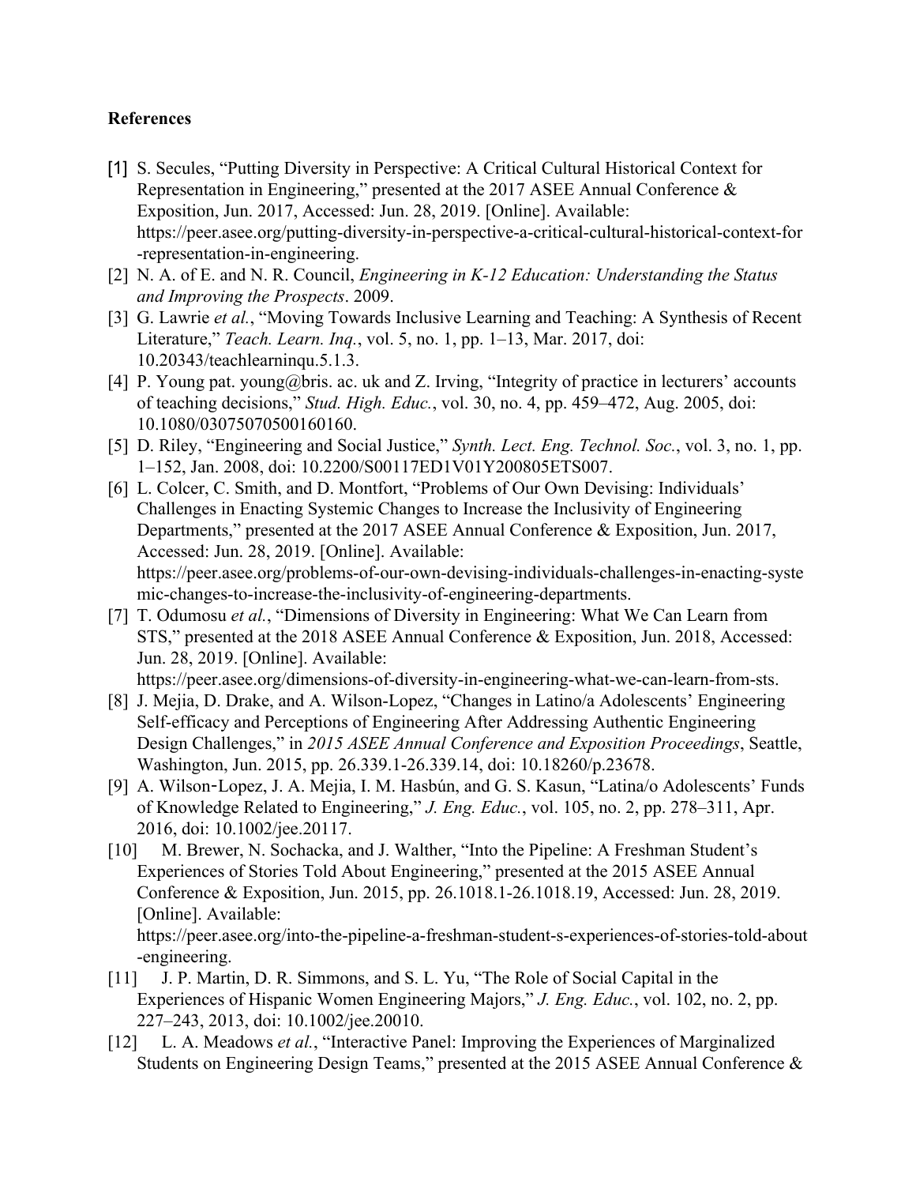**References**

[1] S. Secules, "Putting Diversity in Perspective: A Critical Cultural Historical Context for Representation in Engineering," presented at the 2017 ASEE Annual Conference & Exposition, Jun. 2017, Accessed: Jun. 28, 2019. [Online]. Available: https://peer.asee.org/putting-diversity-in-perspective-a-critical-cultural-historical-context-for-representation-in-engineering.

[2] N. A. of E. and N. R. Council, *Engineering in K-12 Education: Understanding the Status and Improving the Prospects*. 2009.

[3] G. Lawrie *et al.*, "Moving Towards Inclusive Learning and Teaching: A Synthesis of Recent Literature," *Teach. Learn. Inq.*, vol. 5, no. 1, pp. 1–13, Mar. 2017, doi: 10.20343/teachlearninqu.5.1.3.

[4] P. Young pat. young@bris. ac. uk and Z. Irving, "Integrity of practice in lecturers' accounts of teaching decisions," *Stud. High. Educ.*, vol. 30, no. 4, pp. 459–472, Aug. 2005, doi: 10.1080/03075070500160160.

[5] D. Riley, "Engineering and Social Justice," *Synth. Lect. Eng. Technol. Soc.*, vol. 3, no. 1, pp. 1–152, Jan. 2008, doi: 10.2200/S00117ED1V01Y200805ETS007.

[6] L. Colcer, C. Smith, and D. Montfort, "Problems of Our Own Devising: Individuals' Challenges in Enacting Systemic Changes to Increase the Inclusivity of Engineering Departments," presented at the 2017 ASEE Annual Conference & Exposition, Jun. 2017, Accessed: Jun. 28, 2019. [Online]. Available: https://peer.asee.org/problems-of-our-own-devising-individuals-challenges-in-enacting-systemic-changes-to-increase-the-inclusivity-of-engineering-departments.

[7] T. Odumosu *et al.*, "Dimensions of Diversity in Engineering: What We Can Learn from STS," presented at the 2018 ASEE Annual Conference & Exposition, Jun. 2018, Accessed: Jun. 28, 2019. [Online]. Available: https://peer.asee.org/dimensions-of-diversity-in-engineering-what-we-can-learn-from-sts.

[8] J. Mejia, D. Drake, and A. Wilson-Lopez, "Changes in Latino/a Adolescents' Engineering Self-efficacy and Perceptions of Engineering After Addressing Authentic Engineering Design Challenges," in *2015 ASEE Annual Conference and Exposition Proceedings*, Seattle, Washington, Jun. 2015, pp. 26.339.1-26.339.14, doi: 10.18260/p.23678.

[9] A. Wilson‐Lopez, J. A. Mejia, I. M. Hasbún, and G. S. Kasun, "Latina/o Adolescents' Funds of Knowledge Related to Engineering," *J. Eng. Educ.*, vol. 105, no. 2, pp. 278–311, Apr. 2016, doi: 10.1002/jee.20117.

[10] M. Brewer, N. Sochacka, and J. Walther, "Into the Pipeline: A Freshman Student's Experiences of Stories Told About Engineering," presented at the 2015 ASEE Annual Conference & Exposition, Jun. 2015, pp. 26.1018.1-26.1018.19, Accessed: Jun. 28, 2019. [Online]. Available: https://peer.asee.org/into-the-pipeline-a-freshman-student-s-experiences-of-stories-told-about-engineering.

[11] J. P. Martin, D. R. Simmons, and S. L. Yu, "The Role of Social Capital in the Experiences of Hispanic Women Engineering Majors," *J. Eng. Educ.*, vol. 102, no. 2, pp. 227–243, 2013, doi: 10.1002/jee.20010.

[12] L. A. Meadows *et al.*, "Interactive Panel: Improving the Experiences of Marginalized Students on Engineering Design Teams," presented at the 2015 ASEE Annual Conference &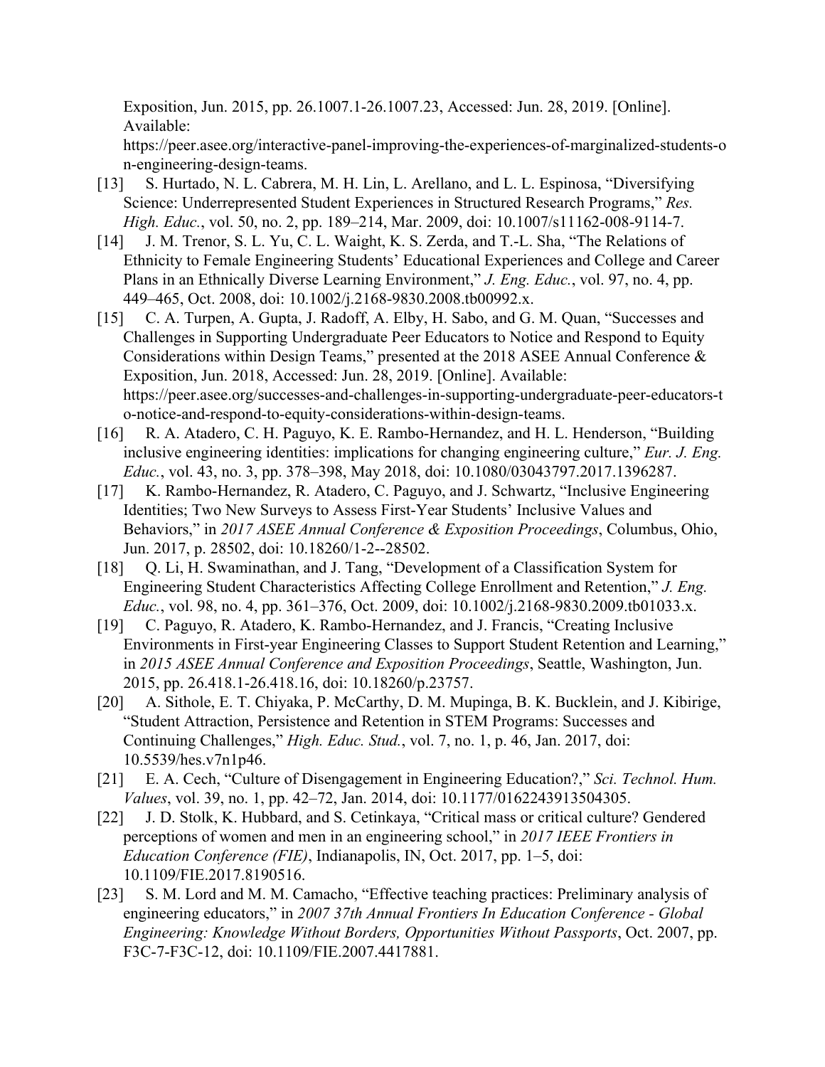Exposition, Jun. 2015, pp. 26.1007.1-26.1007.23, Accessed: Jun. 28, 2019. [Online]. Available: https://peer.asee.org/interactive-panel-improving-the-experiences-of-marginalized-students-on-engineering-design-teams.

[13] S. Hurtado, N. L. Cabrera, M. H. Lin, L. Arellano, and L. L. Espinosa, "Diversifying Science: Underrepresented Student Experiences in Structured Research Programs," *Res. High. Educ.*, vol. 50, no. 2, pp. 189–214, Mar. 2009, doi: 10.1007/s11162-008-9114-7.

[14] J. M. Trenor, S. L. Yu, C. L. Waight, K. S. Zerda, and T.-L. Sha, "The Relations of Ethnicity to Female Engineering Students' Educational Experiences and College and Career Plans in an Ethnically Diverse Learning Environment," *J. Eng. Educ.*, vol. 97, no. 4, pp. 449–465, Oct. 2008, doi: 10.1002/j.2168-9830.2008.tb00992.x.

[15] C. A. Turpen, A. Gupta, J. Radoff, A. Elby, H. Sabo, and G. M. Quan, "Successes and Challenges in Supporting Undergraduate Peer Educators to Notice and Respond to Equity Considerations within Design Teams," presented at the 2018 ASEE Annual Conference & Exposition, Jun. 2018, Accessed: Jun. 28, 2019. [Online]. Available: https://peer.asee.org/successes-and-challenges-in-supporting-undergraduate-peer-educators-to-notice-and-respond-to-equity-considerations-within-design-teams.

[16] R. A. Atadero, C. H. Paguyo, K. E. Rambo-Hernandez, and H. L. Henderson, "Building inclusive engineering identities: implications for changing engineering culture," *Eur. J. Eng. Educ.*, vol. 43, no. 3, pp. 378–398, May 2018, doi: 10.1080/03043797.2017.1396287.

[17] K. Rambo-Hernandez, R. Atadero, C. Paguyo, and J. Schwartz, "Inclusive Engineering Identities; Two New Surveys to Assess First-Year Students' Inclusive Values and Behaviors," in *2017 ASEE Annual Conference & Exposition Proceedings*, Columbus, Ohio, Jun. 2017, p. 28502, doi: 10.18260/1-2--28502.

[18] Q. Li, H. Swaminathan, and J. Tang, "Development of a Classification System for Engineering Student Characteristics Affecting College Enrollment and Retention," *J. Eng. Educ.*, vol. 98, no. 4, pp. 361–376, Oct. 2009, doi: 10.1002/j.2168-9830.2009.tb01033.x.

[19] C. Paguyo, R. Atadero, K. Rambo-Hernandez, and J. Francis, "Creating Inclusive Environments in First-year Engineering Classes to Support Student Retention and Learning," in *2015 ASEE Annual Conference and Exposition Proceedings*, Seattle, Washington, Jun. 2015, pp. 26.418.1-26.418.16, doi: 10.18260/p.23757.

[20] A. Sithole, E. T. Chiyaka, P. McCarthy, D. M. Mupinga, B. K. Bucklein, and J. Kibirige, "Student Attraction, Persistence and Retention in STEM Programs: Successes and Continuing Challenges," *High. Educ. Stud.*, vol. 7, no. 1, p. 46, Jan. 2017, doi: 10.5539/hes.v7n1p46.

[21] E. A. Cech, "Culture of Disengagement in Engineering Education?," *Sci. Technol. Hum. Values*, vol. 39, no. 1, pp. 42–72, Jan. 2014, doi: 10.1177/0162243913504305.

[22] J. D. Stolk, K. Hubbard, and S. Cetinkaya, "Critical mass or critical culture? Gendered perceptions of women and men in an engineering school," in *2017 IEEE Frontiers in Education Conference (FIE)*, Indianapolis, IN, Oct. 2017, pp. 1–5, doi: 10.1109/FIE.2017.8190516.

[23] S. M. Lord and M. M. Camacho, "Effective teaching practices: Preliminary analysis of engineering educators," in *2007 37th Annual Frontiers In Education Conference - Global Engineering: Knowledge Without Borders, Opportunities Without Passports*, Oct. 2007, pp. F3C-7-F3C-12, doi: 10.1109/FIE.2007.4417881.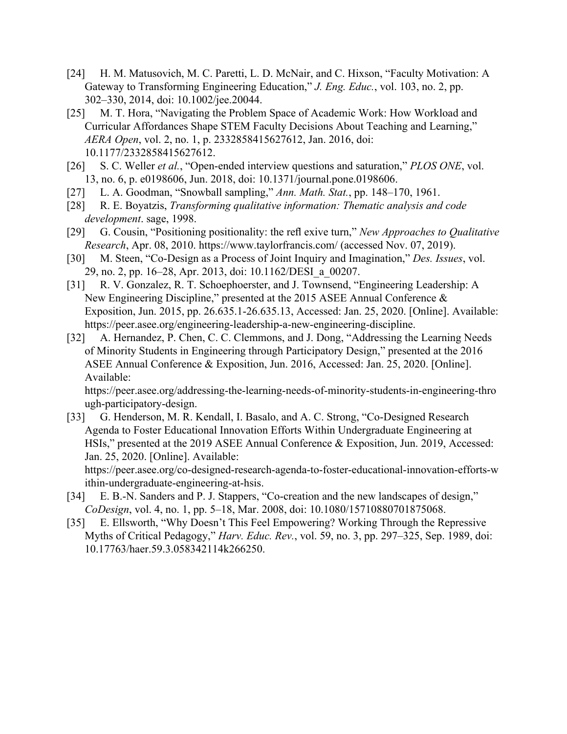[24] H. M. Matusovich, M. C. Paretti, L. D. McNair, and C. Hixson, "Faculty Motivation: A Gateway to Transforming Engineering Education," *J. Eng. Educ.*, vol. 103, no. 2, pp. 302–330, 2014, doi: 10.1002/jee.20044.

[25] M. T. Hora, "Navigating the Problem Space of Academic Work: How Workload and Curricular Affordances Shape STEM Faculty Decisions About Teaching and Learning," *AERA Open*, vol. 2, no. 1, p. 2332858415627612, Jan. 2016, doi: 10.1177/2332858415627612.

[26] S. C. Weller *et al.*, "Open-ended interview questions and saturation," *PLOS ONE*, vol. 13, no. 6, p. e0198606, Jun. 2018, doi: 10.1371/journal.pone.0198606.

[27] L. A. Goodman, "Snowball sampling," *Ann. Math. Stat.*, pp. 148–170, 1961.

[28] R. E. Boyatzis, *Transforming qualitative information: Thematic analysis and code development*. sage, 1998.

[29] G. Cousin, "Positioning positionality: the refl exive turn," *New Approaches to Qualitative Research*, Apr. 08, 2010. https://www.taylorfrancis.com/ (accessed Nov. 07, 2019).

[30] M. Steen, "Co-Design as a Process of Joint Inquiry and Imagination," *Des. Issues*, vol. 29, no. 2, pp. 16–28, Apr. 2013, doi: 10.1162/DESI_a_00207.

[31] R. V. Gonzalez, R. T. Schoephoerster, and J. Townsend, "Engineering Leadership: A New Engineering Discipline," presented at the 2015 ASEE Annual Conference & Exposition, Jun. 2015, pp. 26.635.1-26.635.13, Accessed: Jan. 25, 2020. [Online]. Available: https://peer.asee.org/engineering-leadership-a-new-engineering-discipline.

[32] A. Hernandez, P. Chen, C. C. Clemmons, and J. Dong, "Addressing the Learning Needs of Minority Students in Engineering through Participatory Design," presented at the 2016 ASEE Annual Conference & Exposition, Jun. 2016, Accessed: Jan. 25, 2020. [Online]. Available: https://peer.asee.org/addressing-the-learning-needs-of-minority-students-in-engineering-through-participatory-design.

[33] G. Henderson, M. R. Kendall, I. Basalo, and A. C. Strong, "Co-Designed Research Agenda to Foster Educational Innovation Efforts Within Undergraduate Engineering at HSIs," presented at the 2019 ASEE Annual Conference & Exposition, Jun. 2019, Accessed: Jan. 25, 2020. [Online]. Available: https://peer.asee.org/co-designed-research-agenda-to-foster-educational-innovation-efforts-within-undergraduate-engineering-at-hsis.

[34] E. B.-N. Sanders and P. J. Stappers, "Co-creation and the new landscapes of design," *CoDesign*, vol. 4, no. 1, pp. 5–18, Mar. 2008, doi: 10.1080/15710880701875068.

[35] E. Ellsworth, "Why Doesn't This Feel Empowering? Working Through the Repressive Myths of Critical Pedagogy," *Harv. Educ. Rev.*, vol. 59, no. 3, pp. 297–325, Sep. 1989, doi: 10.17763/haer.59.3.058342114k266250.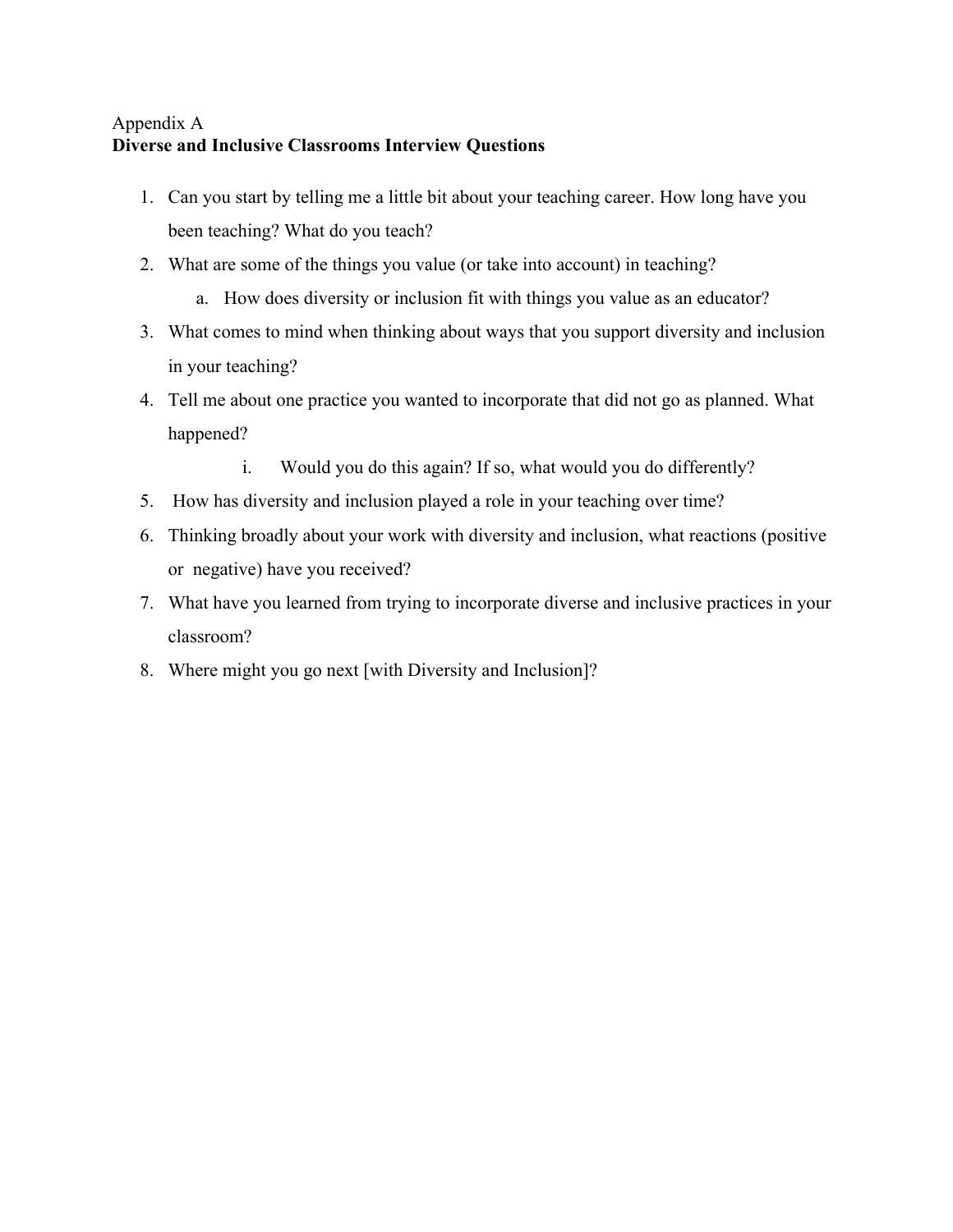Appendix A

**Diverse and Inclusive Classrooms Interview Questions**

1. Can you start by telling me a little bit about your teaching career. How long have you been teaching? What do you teach?
2. What are some of the things you value (or take into account) in teaching?
   a. How does diversity or inclusion fit with things you value as an educator?
3. What comes to mind when thinking about ways that you support diversity and inclusion in your teaching?
4. Tell me about one practice you wanted to incorporate that did not go as planned. What happened?
   i. Would you do this again? If so, what would you do differently?
5. How has diversity and inclusion played a role in your teaching over time?
6. Thinking broadly about your work with diversity and inclusion, what reactions (positive or negative) have you received?
7. What have you learned from trying to incorporate diverse and inclusive practices in your classroom?
8. Where might you go next [with Diversity and Inclusion]?